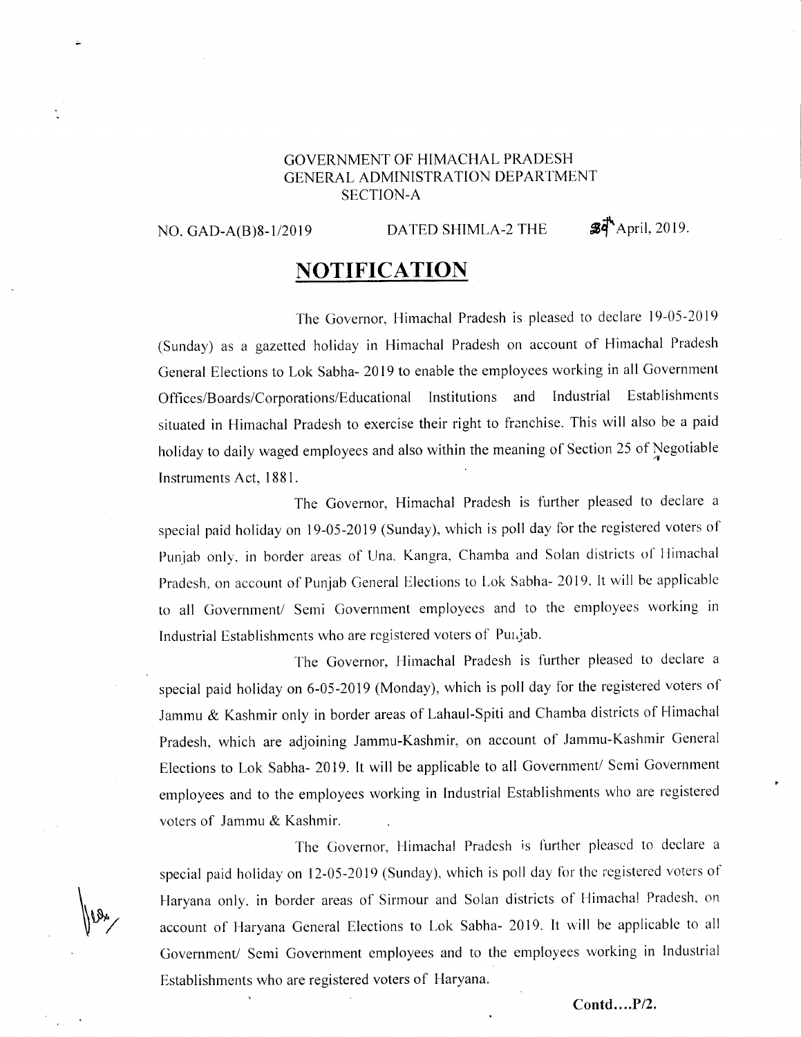GOVERNMENT OF HIMACHAL PRADESH
GENERAL ADMINISTRATION DEPARTMENT
SECTION-A

NO. GAD-A(B)8-1/2019 DATED SHIMLA-2 THE 30th April, 2019.

# NOTIFICATION

The Governor, Himachal Pradesh is pleased to declare 19-05-2019 (Sunday) as a gazetted holiday in Himachal Pradesh on account of Himachal Pradesh General Elections to Lok Sabha- 2019 to enable the employees working in all Government Offices/Boards/Corporations/Educational Institutions and Industrial Establishments situated in Himachal Pradesh to exercise their right to franchise. This will also be a paid holiday to daily waged employees and also within the meaning of Section 25 of Negotiable Instruments Act, 1881.

The Governor, Himachal Pradesh is further pleased to declare a special paid holiday on 19-05-2019 (Sunday), which is poll day for the registered voters of Punjab only, in border areas of Una, Kangra, Chamba and Solan districts of Himachal Pradesh, on account of Punjab General Elections to Lok Sabha- 2019. It will be applicable to all Government/ Semi Government employees and to the employees working in Industrial Establishments who are registered voters of Punjab.

The Governor, Himachal Pradesh is further pleased to declare a special paid holiday on 6-05-2019 (Monday), which is poll day for the registered voters of Jammu & Kashmir only in border areas of Lahaul-Spiti and Chamba districts of Himachal Pradesh, which are adjoining Jammu-Kashmir, on account of Jammu-Kashmir General Elections to Lok Sabha- 2019. It will be applicable to all Government/ Semi Government employees and to the employees working in Industrial Establishments who are registered voters of Jammu & Kashmir.

The Governor, Himachal Pradesh is further pleased to declare a special paid holiday on 12-05-2019 (Sunday), which is poll day for the registered voters of Haryana only, in border areas of Sirmour and Solan districts of Himachal Pradesh, on account of Haryana General Elections to Lok Sabha- 2019. It will be applicable to all Government/ Semi Government employees and to the employees working in Industrial Establishments who are registered voters of Haryana.

**Contd....P/2.**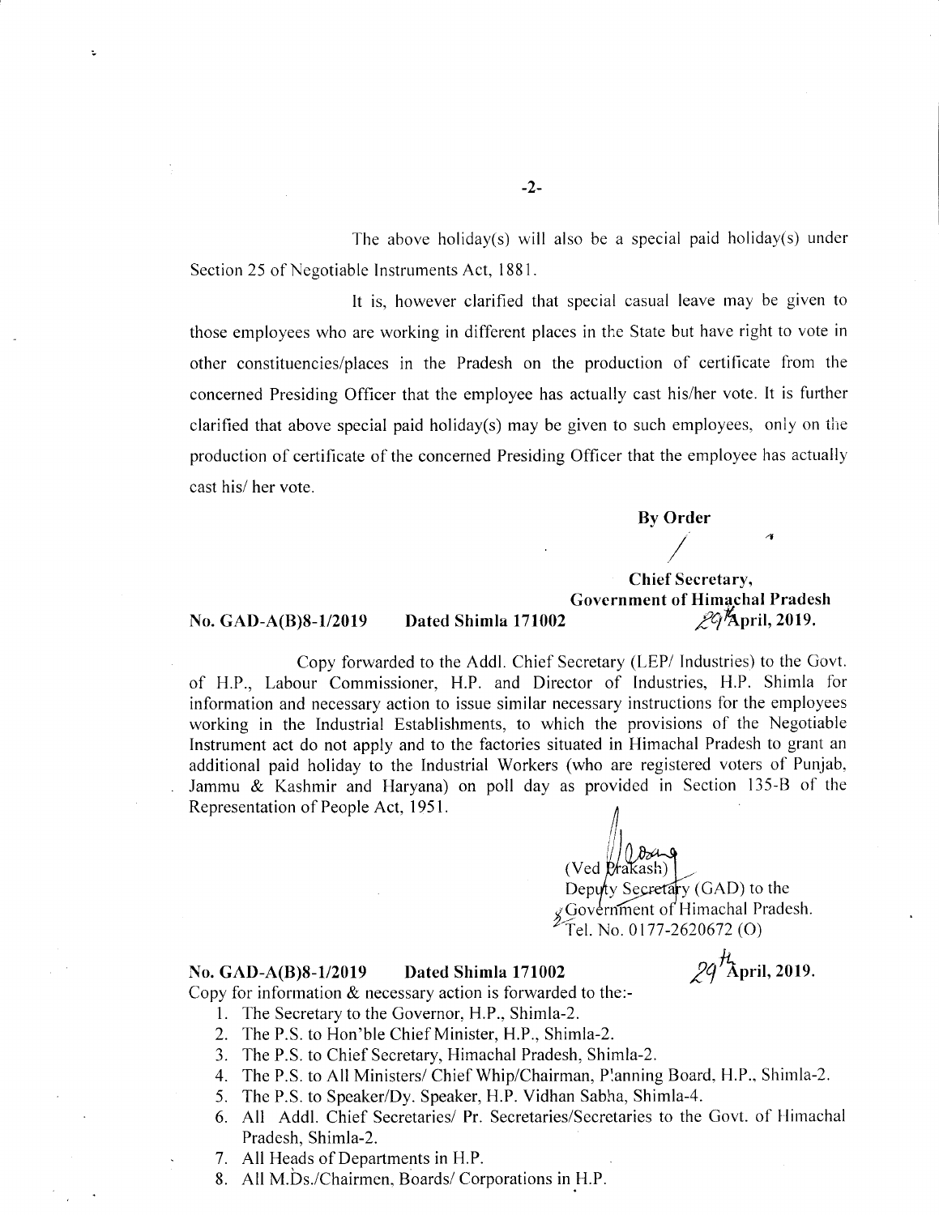The above holiday(s) will also be a special paid holiday(s) under Section 25 of Negotiable Instruments Act, 1881.

It is, however clarified that special casual leave may be given to those employees who are working in different places in the State but have right to vote in other constituencies/places in the Pradesh on the production of certificate from the concerned Presiding Officer that the employee has actually cast his/her vote. It is further clarified that above special paid holiday(s) may be given to such employees, only on the production of certificate of the concerned Presiding Officer that the employee has actually cast his/ her vote.

**By Order**

**Chief Secretary,**
**Government of Himachal Pradesh**

**No. GAD-A(B)8-1/2019 Dated Shimla 171002 29th April, 2019.**

Copy forwarded to the Addl. Chief Secretary (LEP/ Industries) to the Govt. of H.P., Labour Commissioner, H.P. and Director of Industries, H.P. Shimla for information and necessary action to issue similar necessary instructions for the employees working in the Industrial Establishments, to which the provisions of the Negotiable Instrument act do not apply and to the factories situated in Himachal Pradesh to grant an additional paid holiday to the Industrial Workers (who are registered voters of Punjab, Jammu & Kashmir and Haryana) on poll day as provided in Section 135-B of the Representation of People Act, 1951.

(Ved Prakash)
Deputy Secretary (GAD) to the
Government of Himachal Pradesh.
Tel. No. 0177-2620672 (O)

**No. GAD-A(B)8-1/2019 Dated Shimla 171002 29th April, 2019.**

Copy for information & necessary action is forwarded to the:-

1. The Secretary to the Governor, H.P., Shimla-2.
2. The P.S. to Hon'ble Chief Minister, H.P., Shimla-2.
3. The P.S. to Chief Secretary, Himachal Pradesh, Shimla-2.
4. The P.S. to All Ministers/ Chief Whip/Chairman, Planning Board, H.P., Shimla-2.
5. The P.S. to Speaker/Dy. Speaker, H.P. Vidhan Sabha, Shimla-4.
6. All Addl. Chief Secretaries/ Pr. Secretaries/Secretaries to the Govt. of Himachal Pradesh, Shimla-2.
7. All Heads of Departments in H.P.
8. All M.Ds./Chairmen, Boards/ Corporations in H.P.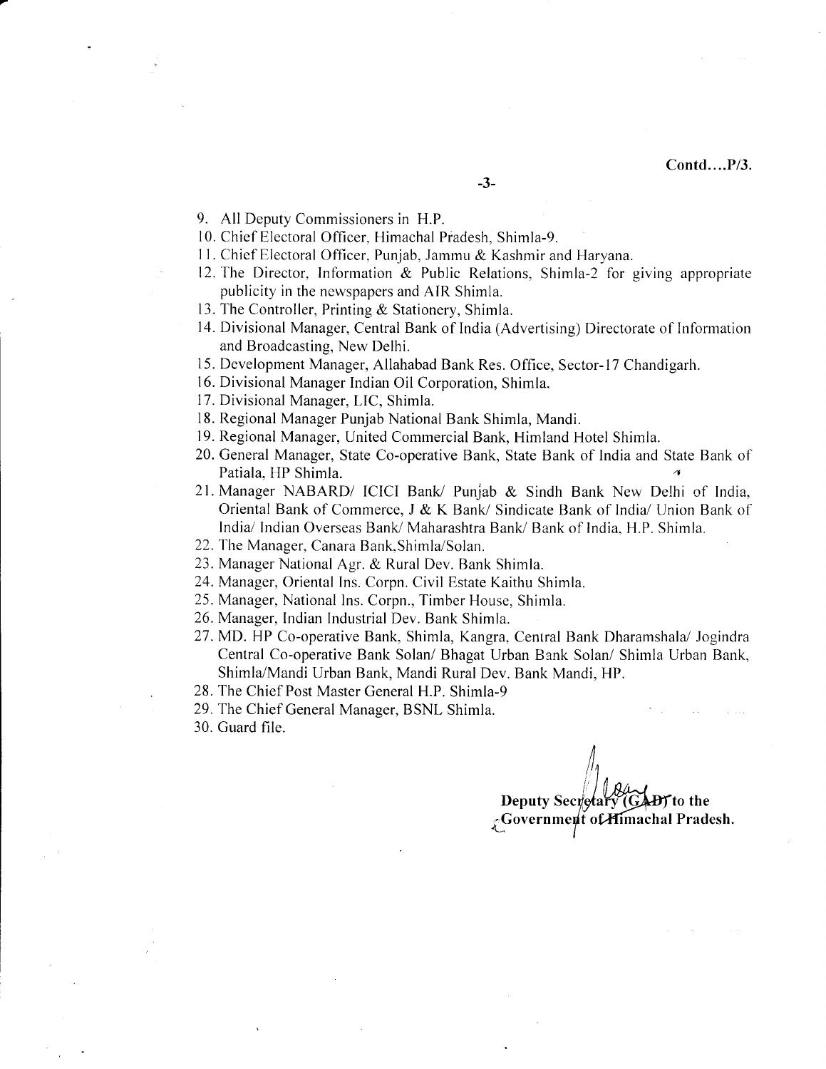Contd....P/3.

9. All Deputy Commissioners in H.P.
10. Chief Electoral Officer, Himachal Pradesh, Shimla-9.
11. Chief Electoral Officer, Punjab, Jammu & Kashmir and Haryana.
12. The Director, Information & Public Relations, Shimla-2 for giving appropriate publicity in the newspapers and AIR Shimla.
13. The Controller, Printing & Stationery, Shimla.
14. Divisional Manager, Central Bank of India (Advertising) Directorate of Information and Broadcasting, New Delhi.
15. Development Manager, Allahabad Bank Res. Office, Sector-17 Chandigarh.
16. Divisional Manager Indian Oil Corporation, Shimla.
17. Divisional Manager, LIC, Shimla.
18. Regional Manager Punjab National Bank Shimla, Mandi.
19. Regional Manager, United Commercial Bank, Himland Hotel Shimla.
20. General Manager, State Co-operative Bank, State Bank of India and State Bank of Patiala, HP Shimla.
21. Manager NABARD/ ICICI Bank/ Punjab & Sindh Bank New Delhi of India, Oriental Bank of Commerce, J & K Bank/ Sindicate Bank of India/ Union Bank of India/ Indian Overseas Bank/ Maharashtra Bank/ Bank of India, H.P. Shimla.
22. The Manager, Canara Bank,Shimla/Solan.
23. Manager National Agr. & Rural Dev. Bank Shimla.
24. Manager, Oriental Ins. Corpn. Civil Estate Kaithu Shimla.
25. Manager, National Ins. Corpn., Timber House, Shimla.
26. Manager, Indian Industrial Dev. Bank Shimla.
27. MD. HP Co-operative Bank, Shimla, Kangra, Central Bank Dharamshala/ Jogindra Central Co-operative Bank Solan/ Bhagat Urban Bank Solan/ Shimla Urban Bank, Shimla/Mandi Urban Bank, Mandi Rural Dev. Bank Mandi, HP.
28. The Chief Post Master General H.P. Shimla-9
29. The Chief General Manager, BSNL Shimla.
30. Guard file.

**Deputy Secretary (GAD) to the**
**Government of Himachal Pradesh.**